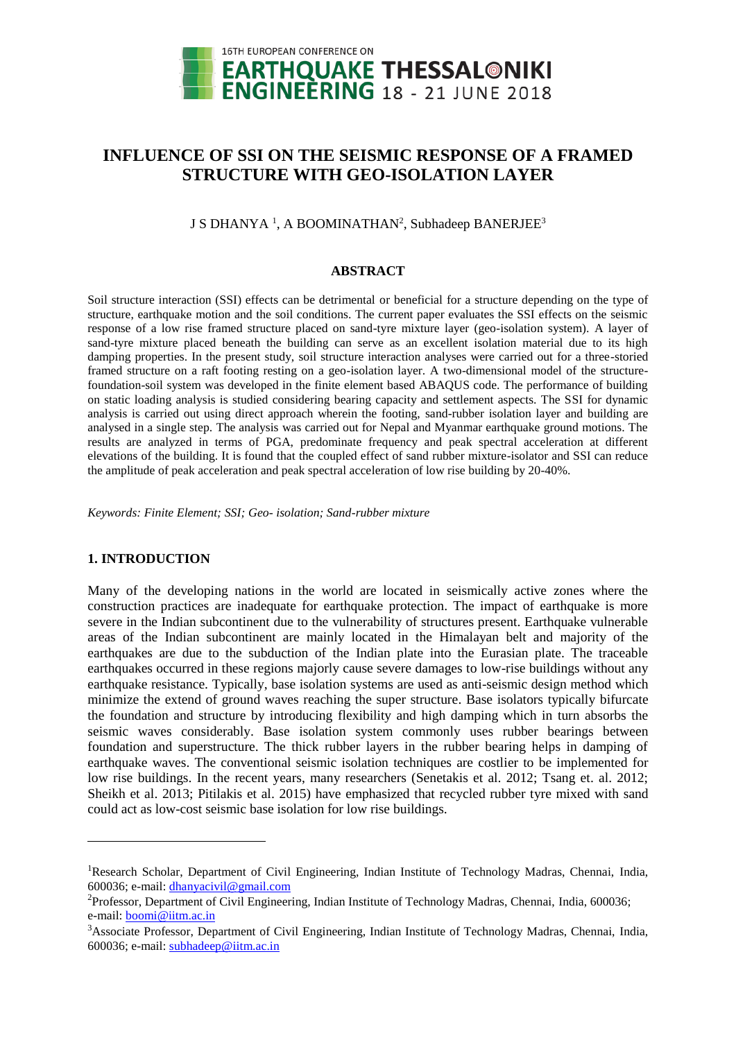# INFLUENCE OF SSI ON THE SEISMIC RESPONSE OF A FRAMED STRUCTURE WITH GEO-ISOLATION LAYER

J S DHANYA [1], A BOOMINATHAN[2], Subhadeep BANERJEE[3]

## ABSTRACT

Soil structure interaction (SSI) effects can be detrimental or beneficial for a structure depending on the type of structure, earthquake motion and the soil conditions. The current paper evaluates the SSI effects on the seismic response of a low rise framed structure placed on sand-tyre mixture layer (geo-isolation system). A layer of sand-tyre mixture placed beneath the building can serve as an excellent isolation material due to its high damping properties. In the present study, soil structure interaction analyses were carried out for a three-storied framed structure on a raft footing resting on a geo-isolation layer. A two-dimensional model of the structure-foundation-soil system was developed in the finite element based ABAQUS code. The performance of building on static loading analysis is studied considering bearing capacity and settlement aspects. The SSI for dynamic analysis is carried out using direct approach wherein the footing, sand-rubber isolation layer and building are analysed in a single step. The analysis was carried out for Nepal and Myanmar earthquake ground motions. The results are analyzed in terms of PGA, predominate frequency and peak spectral acceleration at different elevations of the building. It is found that the coupled effect of sand rubber mixture-isolator and SSI can reduce the amplitude of peak acceleration and peak spectral acceleration of low rise building by 20-40%.

*Keywords: Finite Element; SSI; Geo- isolation; Sand-rubber mixture*

## 1. INTRODUCTION

Many of the developing nations in the world are located in seismically active zones where the construction practices are inadequate for earthquake protection. The impact of earthquake is more severe in the Indian subcontinent due to the vulnerability of structures present. Earthquake vulnerable areas of the Indian subcontinent are mainly located in the Himalayan belt and majority of the earthquakes are due to the subduction of the Indian plate into the Eurasian plate. The traceable earthquakes occurred in these regions majorly cause severe damages to low-rise buildings without any earthquake resistance. Typically, base isolation systems are used as anti-seismic design method which minimize the extend of ground waves reaching the super structure. Base isolators typically bifurcate the foundation and structure by introducing flexibility and high damping which in turn absorbs the seismic waves considerably. Base isolation system commonly uses rubber bearings between foundation and superstructure. The thick rubber layers in the rubber bearing helps in damping of earthquake waves. The conventional seismic isolation techniques are costlier to be implemented for low rise buildings. In the recent years, many researchers (Senetakis et al. 2012; Tsang et. al. 2012; Sheikh et al. 2013; Pitilakis et al. 2015) have emphasized that recycled rubber tyre mixed with sand could act as low-cost seismic base isolation for low rise buildings.

---

[1]Research Scholar, Department of Civil Engineering, Indian Institute of Technology Madras, Chennai, India, 600036; e-mail: dhanyacivil@gmail.com

[2]Professor, Department of Civil Engineering, Indian Institute of Technology Madras, Chennai, India, 600036; e-mail: boomi@iitm.ac.in

[3]Associate Professor, Department of Civil Engineering, Indian Institute of Technology Madras, Chennai, India, 600036; e-mail: subhadeep@iitm.ac.in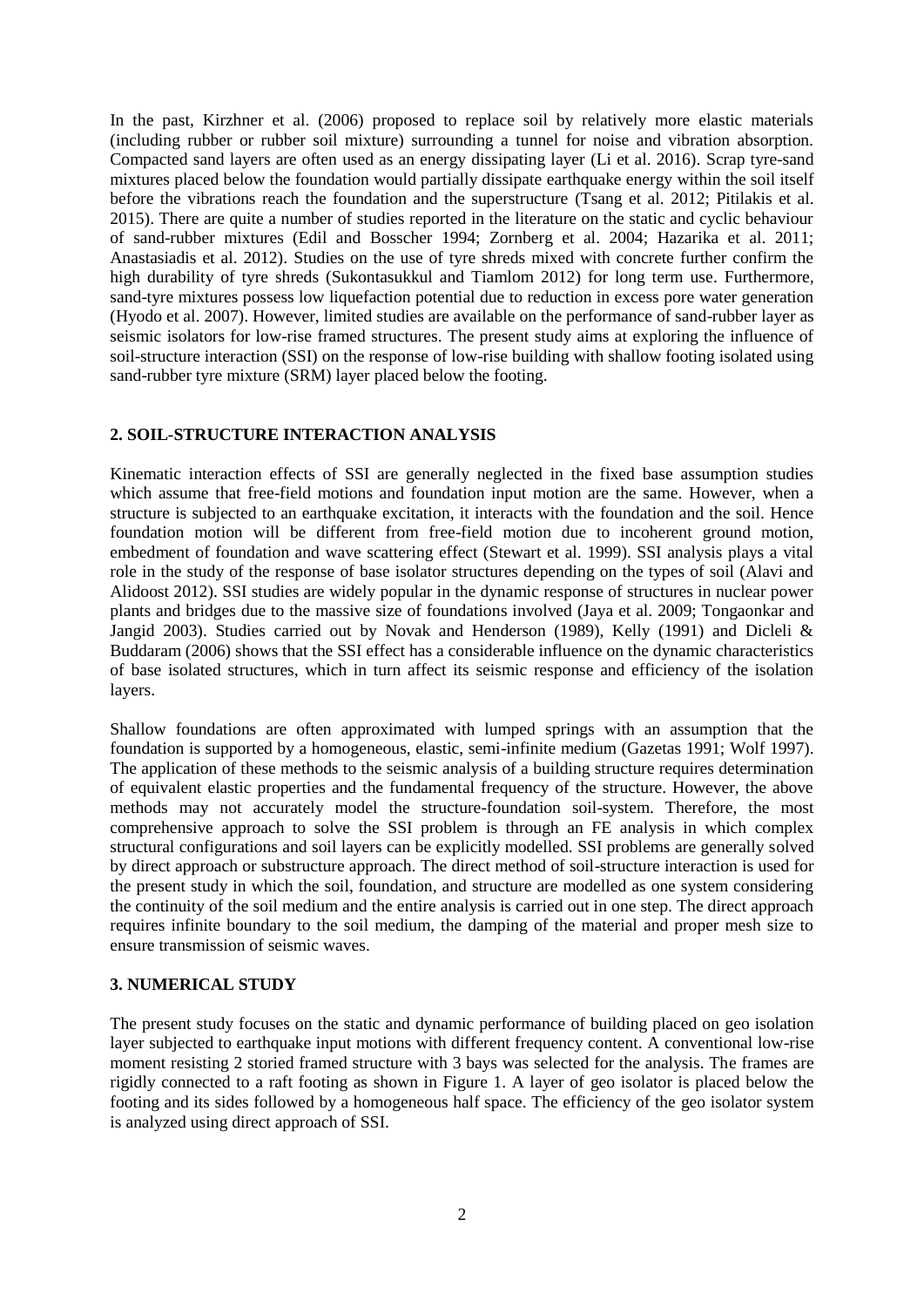In the past, Kirzhner et al. (2006) proposed to replace soil by relatively more elastic materials (including rubber or rubber soil mixture) surrounding a tunnel for noise and vibration absorption. Compacted sand layers are often used as an energy dissipating layer (Li et al. 2016). Scrap tyre-sand mixtures placed below the foundation would partially dissipate earthquake energy within the soil itself before the vibrations reach the foundation and the superstructure (Tsang et al. 2012; Pitilakis et al. 2015). There are quite a number of studies reported in the literature on the static and cyclic behaviour of sand-rubber mixtures (Edil and Bosscher 1994; Zornberg et al. 2004; Hazarika et al. 2011; Anastasiadis et al. 2012). Studies on the use of tyre shreds mixed with concrete further confirm the high durability of tyre shreds (Sukontasukkul and Tiamlom 2012) for long term use. Furthermore, sand-tyre mixtures possess low liquefaction potential due to reduction in excess pore water generation (Hyodo et al. 2007). However, limited studies are available on the performance of sand-rubber layer as seismic isolators for low-rise framed structures. The present study aims at exploring the influence of soil-structure interaction (SSI) on the response of low-rise building with shallow footing isolated using sand-rubber tyre mixture (SRM) layer placed below the footing.

## 2. SOIL-STRUCTURE INTERACTION ANALYSIS

Kinematic interaction effects of SSI are generally neglected in the fixed base assumption studies which assume that free-field motions and foundation input motion are the same. However, when a structure is subjected to an earthquake excitation, it interacts with the foundation and the soil. Hence foundation motion will be different from free-field motion due to incoherent ground motion, embedment of foundation and wave scattering effect (Stewart et al. 1999). SSI analysis plays a vital role in the study of the response of base isolator structures depending on the types of soil (Alavi and Alidoost 2012). SSI studies are widely popular in the dynamic response of structures in nuclear power plants and bridges due to the massive size of foundations involved (Jaya et al. 2009; Tongaonkar and Jangid 2003). Studies carried out by Novak and Henderson (1989), Kelly (1991) and Dicleli & Buddaram (2006) shows that the SSI effect has a considerable influence on the dynamic characteristics of base isolated structures, which in turn affect its seismic response and efficiency of the isolation layers.

Shallow foundations are often approximated with lumped springs with an assumption that the foundation is supported by a homogeneous, elastic, semi-infinite medium (Gazetas 1991; Wolf 1997). The application of these methods to the seismic analysis of a building structure requires determination of equivalent elastic properties and the fundamental frequency of the structure. However, the above methods may not accurately model the structure-foundation soil-system. Therefore, the most comprehensive approach to solve the SSI problem is through an FE analysis in which complex structural configurations and soil layers can be explicitly modelled. SSI problems are generally solved by direct approach or substructure approach. The direct method of soil-structure interaction is used for the present study in which the soil, foundation, and structure are modelled as one system considering the continuity of the soil medium and the entire analysis is carried out in one step. The direct approach requires infinite boundary to the soil medium, the damping of the material and proper mesh size to ensure transmission of seismic waves.

## 3. NUMERICAL STUDY

The present study focuses on the static and dynamic performance of building placed on geo isolation layer subjected to earthquake input motions with different frequency content. A conventional low-rise moment resisting 2 storied framed structure with 3 bays was selected for the analysis. The frames are rigidly connected to a raft footing as shown in Figure 1. A layer of geo isolator is placed below the footing and its sides followed by a homogeneous half space. The efficiency of the geo isolator system is analyzed using direct approach of SSI.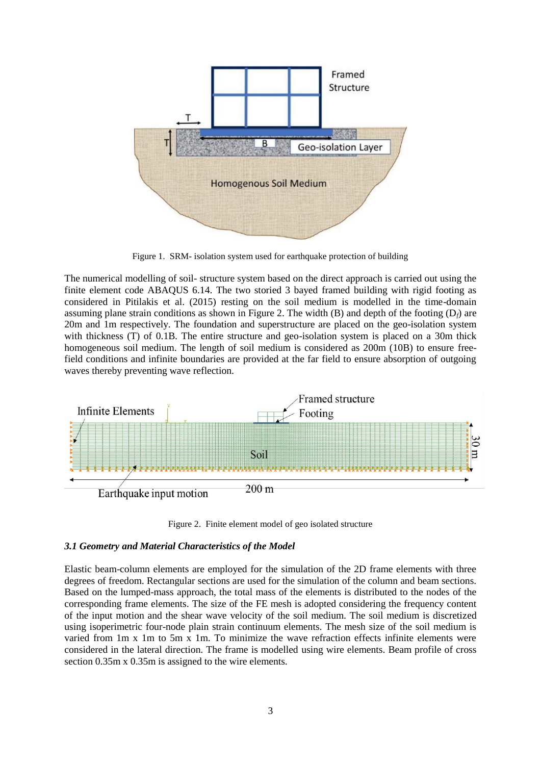Framed Structure

T

T

B

Geo-isolation Layer

Homogenous Soil Medium

Figure 1. SRM- isolation system used for earthquake protection of building

The numerical modelling of soil- structure system based on the direct approach is carried out using the finite element code ABAQUS 6.14. The two storied 3 bayed framed building with rigid footing as considered in Pitilakis et al. (2015) resting on the soil medium is modelled in the time-domain assuming plane strain conditions as shown in Figure 2. The width (B) and depth of the footing ($D_f$) are 20m and 1m respectively. The foundation and superstructure are placed on the geo-isolation system with thickness (T) of 0.1B. The entire structure and geo-isolation system is placed on a 30m thick homogeneous soil medium. The length of soil medium is considered as 200m (10B) to ensure free-field conditions and infinite boundaries are provided at the far field to ensure absorption of outgoing waves thereby preventing wave reflection.

Infinite Elements

Framed structure

Footing

Soil

30 m

Earthquake input motion

200 m

Figure 2. Finite element model of geo isolated structure

### *3.1 Geometry and Material Characteristics of the Model*

Elastic beam-column elements are employed for the simulation of the 2D frame elements with three degrees of freedom. Rectangular sections are used for the simulation of the column and beam sections. Based on the lumped-mass approach, the total mass of the elements is distributed to the nodes of the corresponding frame elements. The size of the FE mesh is adopted considering the frequency content of the input motion and the shear wave velocity of the soil medium. The soil medium is discretized using isoperimetric four-node plain strain continuum elements. The mesh size of the soil medium is varied from 1m x 1m to 5m x 1m. To minimize the wave refraction effects infinite elements were considered in the lateral direction. The frame is modelled using wire elements. Beam profile of cross section 0.35m x 0.35m is assigned to the wire elements.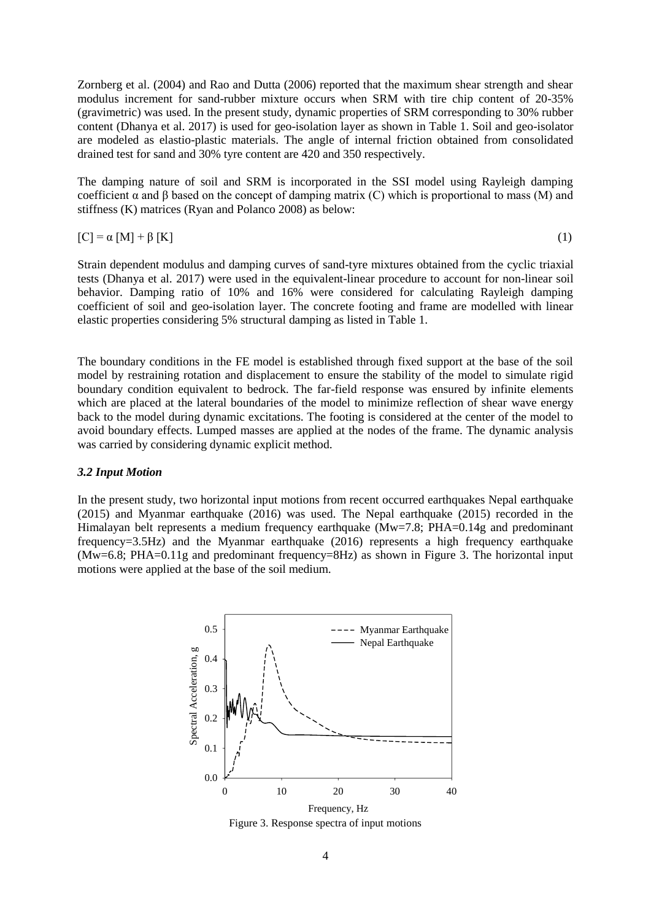Zornberg et al. (2004) and Rao and Dutta (2006) reported that the maximum shear strength and shear modulus increment for sand-rubber mixture occurs when SRM with tire chip content of 20-35% (gravimetric) was used. In the present study, dynamic properties of SRM corresponding to 30% rubber content (Dhanya et al. 2017) is used for geo-isolation layer as shown in Table 1. Soil and geo-isolator are modeled as elastio-plastic materials. The angle of internal friction obtained from consolidated drained test for sand and 30% tyre content are 420 and 350 respectively.

The damping nature of soil and SRM is incorporated in the SSI model using Rayleigh damping coefficient α and β based on the concept of damping matrix (C) which is proportional to mass (M) and stiffness (K) matrices (Ryan and Polanco 2008) as below:

$$[C] = \alpha\,[M] + \beta\,[K] \tag{1}$$

Strain dependent modulus and damping curves of sand-tyre mixtures obtained from the cyclic triaxial tests (Dhanya et al. 2017) were used in the equivalent-linear procedure to account for non-linear soil behavior. Damping ratio of 10% and 16% were considered for calculating Rayleigh damping coefficient of soil and geo-isolation layer. The concrete footing and frame are modelled with linear elastic properties considering 5% structural damping as listed in Table 1.

The boundary conditions in the FE model is established through fixed support at the base of the soil model by restraining rotation and displacement to ensure the stability of the model to simulate rigid boundary condition equivalent to bedrock. The far-field response was ensured by infinite elements which are placed at the lateral boundaries of the model to minimize reflection of shear wave energy back to the model during dynamic excitations. The footing is considered at the center of the model to avoid boundary effects. Lumped masses are applied at the nodes of the frame. The dynamic analysis was carried by considering dynamic explicit method.

### *3.2 Input Motion*

In the present study, two horizontal input motions from recent occurred earthquakes Nepal earthquake (2015) and Myanmar earthquake (2016) was used. The Nepal earthquake (2015) recorded in the Himalayan belt represents a medium frequency earthquake (Mw=7.8; PHA=0.14g and predominant frequency=3.5Hz) and the Myanmar earthquake (2016) represents a high frequency earthquake (Mw=6.8; PHA=0.11g and predominant frequency=8Hz) as shown in Figure 3. The horizontal input motions were applied at the base of the soil medium.

Myanmar Earthquake
Nepal Earthquake
Spectral Acceleration, g
0.0
0.1
0.2
0.3
0.4
0.5
0
10
20
30
40
Frequency, Hz

Figure 3. Response spectra of input motions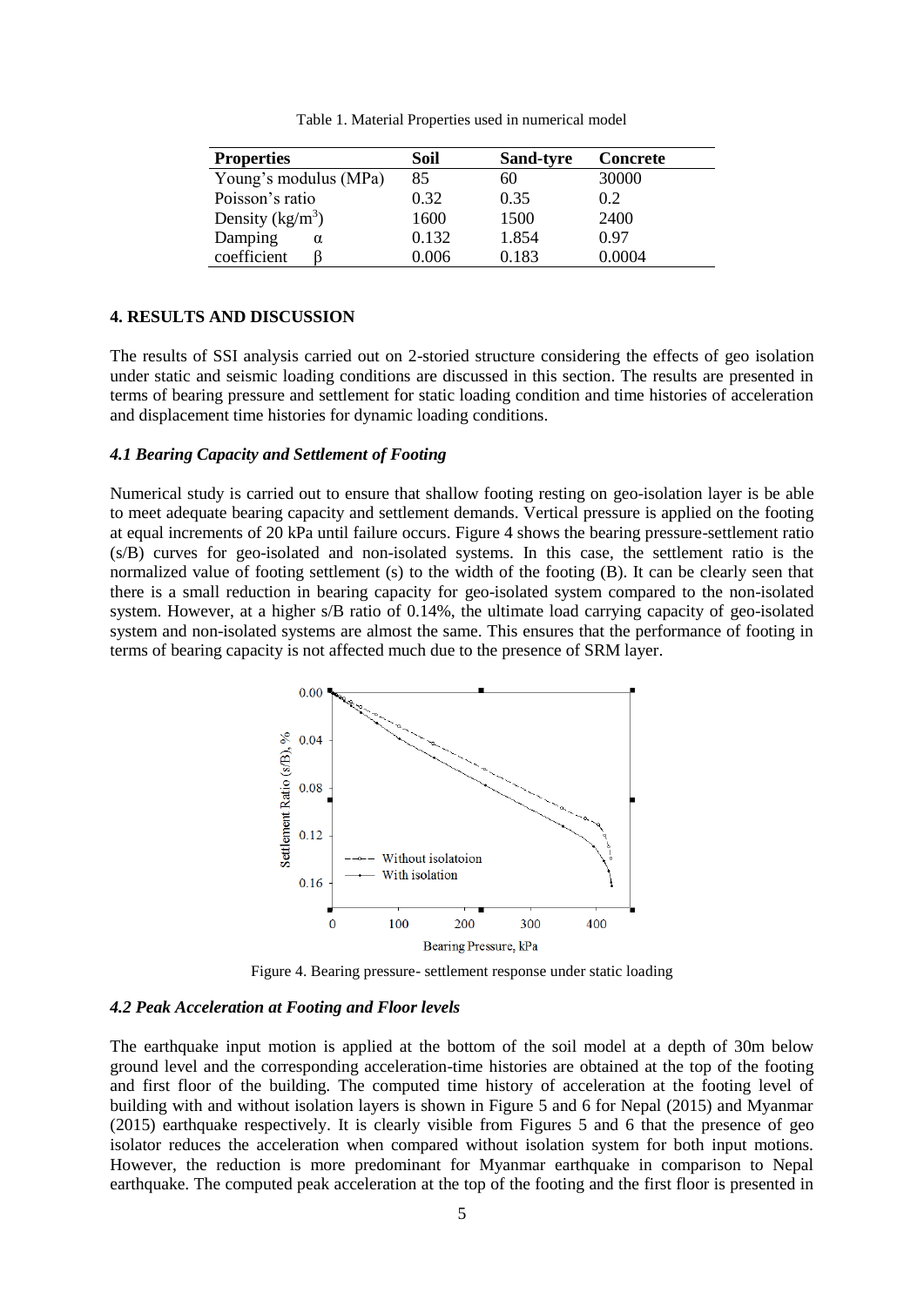Table 1. Material Properties used in numerical model

| Properties | | Soil | Sand-tyre | Concrete |
|---|---|---|---|---|
| Young's modulus (MPa) | | 85 | 60 | 30000 |
| Poisson's ratio | | 0.32 | 0.35 | 0.2 |
| Density (kg/m$^3$) | | 1600 | 1500 | 2400 |
| Damping | $\alpha$ | 0.132 | 1.854 | 0.97 |
| coefficient | $\beta$ | 0.006 | 0.183 | 0.0004 |

## 4. RESULTS AND DISCUSSION

The results of SSI analysis carried out on 2-storied structure considering the effects of geo isolation under static and seismic loading conditions are discussed in this section. The results are presented in terms of bearing pressure and settlement for static loading condition and time histories of acceleration and displacement time histories for dynamic loading conditions.

### *4.1 Bearing Capacity and Settlement of Footing*

Numerical study is carried out to ensure that shallow footing resting on geo-isolation layer is be able to meet adequate bearing capacity and settlement demands. Vertical pressure is applied on the footing at equal increments of 20 kPa until failure occurs. Figure 4 shows the bearing pressure-settlement ratio (s/B) curves for geo-isolated and non-isolated systems. In this case, the settlement ratio is the normalized value of footing settlement (s) to the width of the footing (B). It can be clearly seen that there is a small reduction in bearing capacity for geo-isolated system compared to the non-isolated system. However, at a higher s/B ratio of 0.14%, the ultimate load carrying capacity of geo-isolated system and non-isolated systems are almost the same. This ensures that the performance of footing in terms of bearing capacity is not affected much due to the presence of SRM layer.

Figure 4. Bearing pressure- settlement response under static loading

### *4.2 Peak Acceleration at Footing and Floor levels*

The earthquake input motion is applied at the bottom of the soil model at a depth of 30m below ground level and the corresponding acceleration-time histories are obtained at the top of the footing and first floor of the building. The computed time history of acceleration at the footing level of building with and without isolation layers is shown in Figure 5 and 6 for Nepal (2015) and Myanmar (2015) earthquake respectively. It is clearly visible from Figures 5 and 6 that the presence of geo isolator reduces the acceleration when compared without isolation system for both input motions. However, the reduction is more predominant for Myanmar earthquake in comparison to Nepal earthquake. The computed peak acceleration at the top of the footing and the first floor is presented in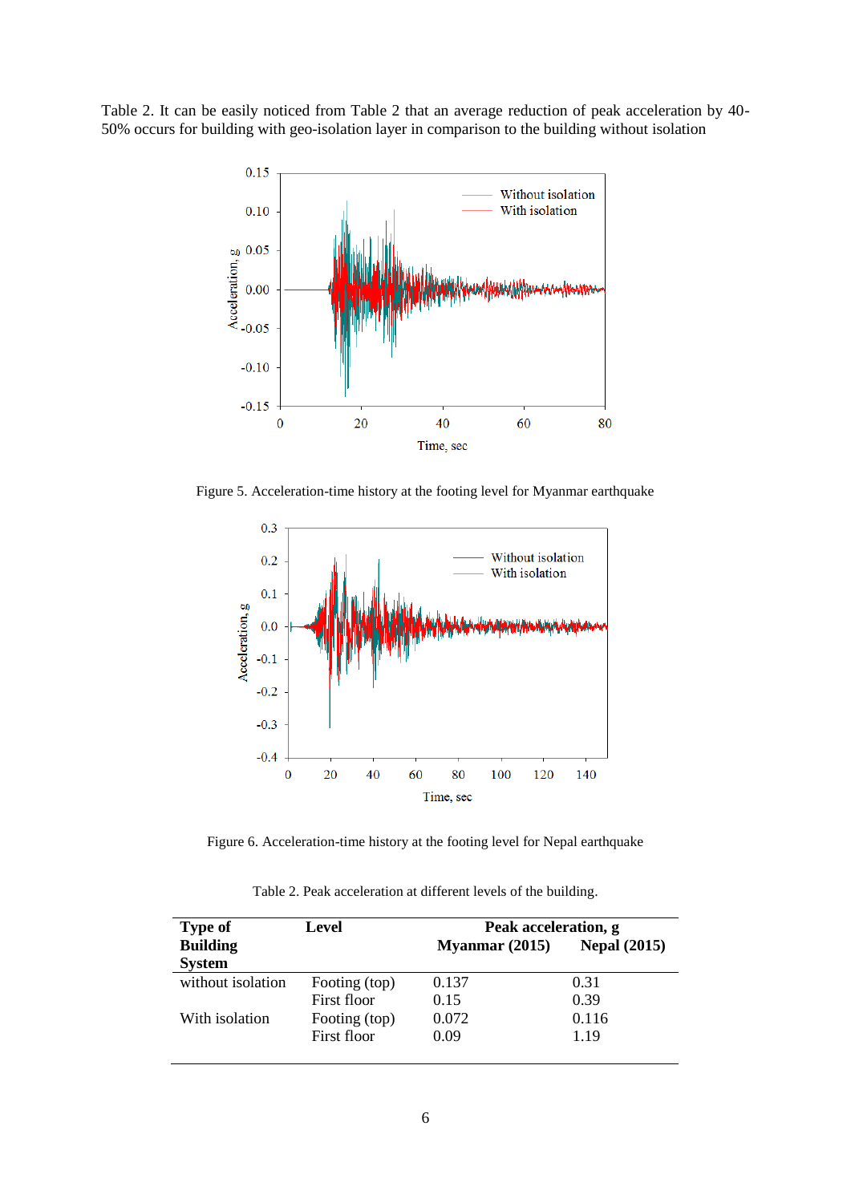Table 2. It can be easily noticed from Table 2 that an average reduction of peak acceleration by 40-50% occurs for building with geo-isolation layer in comparison to the building without isolation

0.15
0.10
0.05
0.00
-0.05
-0.10
-0.15
Acceleration, g
0
20
40
60
80
Time, sec
Without isolation
With isolation

Figure 5. Acceleration-time history at the footing level for Myanmar earthquake

0.3
0.2
0.1
0.0
-0.1
-0.2
-0.3
-0.4
Acceleration, g
0
20
40
60
80
100
120
140
Time, sec
Without isolation
With isolation

Figure 6. Acceleration-time history at the footing level for Nepal earthquake

Table 2. Peak acceleration at different levels of the building.

| **Type of Building System** | **Level** | **Peak acceleration, g** | |
|---|---|---|---|
| | | **Myanmar (2015)** | **Nepal (2015)** |
| without isolation | Footing (top) | 0.137 | 0.31 |
| | First floor | 0.15 | 0.39 |
| With isolation | Footing (top) | 0.072 | 0.116 |
| | First floor | 0.09 | 1.19 |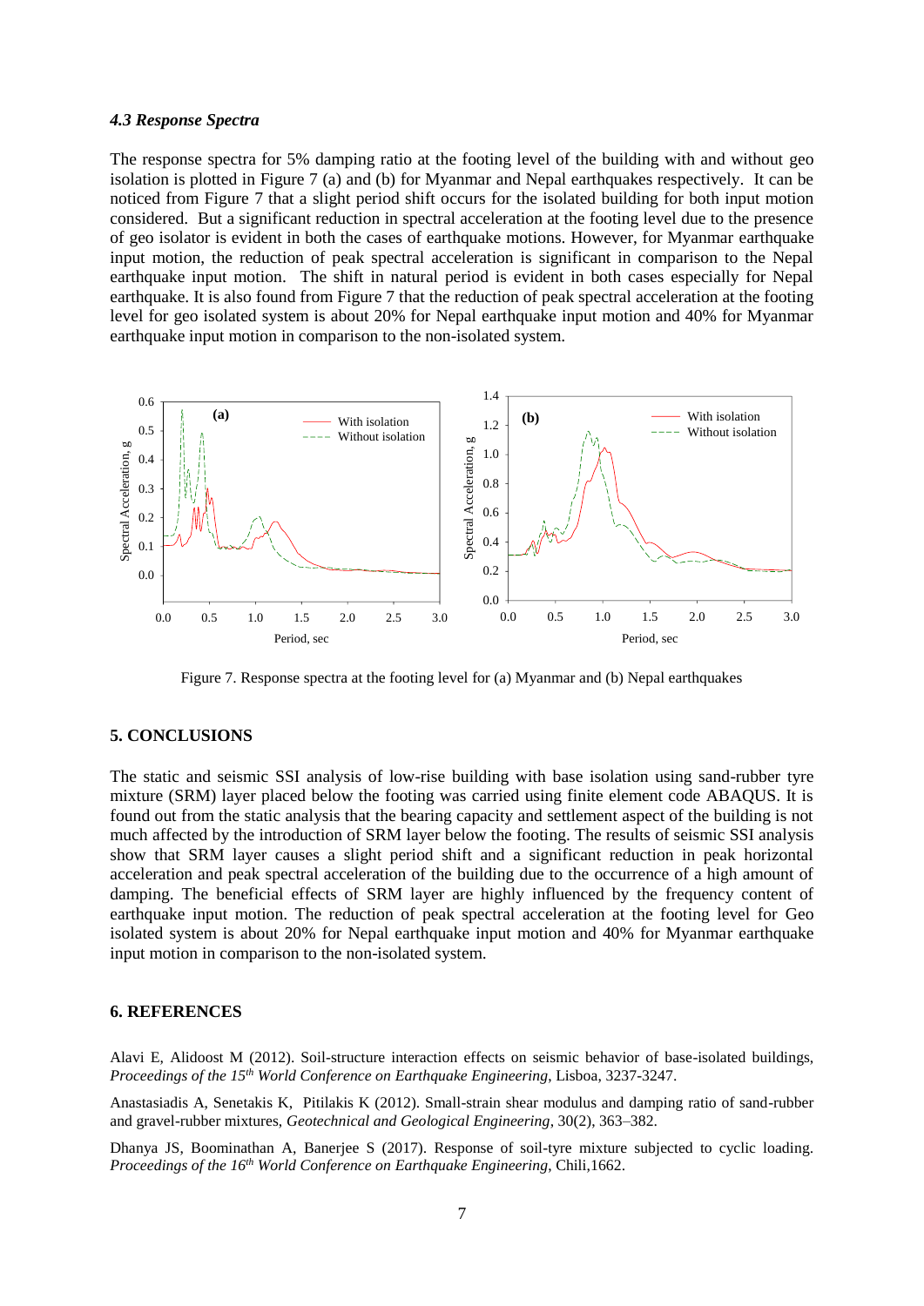### *4.3 Response Spectra*

The response spectra for 5% damping ratio at the footing level of the building with and without geo isolation is plotted in Figure 7 (a) and (b) for Myanmar and Nepal earthquakes respectively. It can be noticed from Figure 7 that a slight period shift occurs for the isolated building for both input motion considered. But a significant reduction in spectral acceleration at the footing level due to the presence of geo isolator is evident in both the cases of earthquake motions. However, for Myanmar earthquake input motion, the reduction of peak spectral acceleration is significant in comparison to the Nepal earthquake input motion. The shift in natural period is evident in both cases especially for Nepal earthquake. It is also found from Figure 7 that the reduction of peak spectral acceleration at the footing level for geo isolated system is about 20% for Nepal earthquake input motion and 40% for Myanmar earthquake input motion in comparison to the non-isolated system.

(a)
With isolation
Without isolation
Spectral Acceleration, g
0.0
0.1
0.2
0.3
0.4
0.5
0.6
0.0
0.5
1.0
1.5
2.0
2.5
3.0
Period, sec

(b)
With isolation
Without isolation
Spectral Acceleration, g
0.0
0.2
0.4
0.6
0.8
1.0
1.2
1.4
0.0
0.5
1.0
1.5
2.0
2.5
3.0
Period, sec

Figure 7. Response spectra at the footing level for (a) Myanmar and (b) Nepal earthquakes

## 5. CONCLUSIONS

The static and seismic SSI analysis of low-rise building with base isolation using sand-rubber tyre mixture (SRM) layer placed below the footing was carried using finite element code ABAQUS. It is found out from the static analysis that the bearing capacity and settlement aspect of the building is not much affected by the introduction of SRM layer below the footing. The results of seismic SSI analysis show that SRM layer causes a slight period shift and a significant reduction in peak horizontal acceleration and peak spectral acceleration of the building due to the occurrence of a high amount of damping. The beneficial effects of SRM layer are highly influenced by the frequency content of earthquake input motion. The reduction of peak spectral acceleration at the footing level for Geo isolated system is about 20% for Nepal earthquake input motion and 40% for Myanmar earthquake input motion in comparison to the non-isolated system.

## 6. REFERENCES

Alavi E, Alidoost M (2012). Soil-structure interaction effects on seismic behavior of base-isolated buildings, *Proceedings of the 15th World Conference on Earthquake Engineering*, Lisboa, 3237-3247.

Anastasiadis A, Senetakis K, Pitilakis K (2012). Small-strain shear modulus and damping ratio of sand-rubber and gravel-rubber mixtures, *Geotechnical and Geological Engineering*, 30(2), 363–382.

Dhanya JS, Boominathan A, Banerjee S (2017). Response of soil-tyre mixture subjected to cyclic loading. *Proceedings of the 16th World Conference on Earthquake Engineering*, Chili,1662.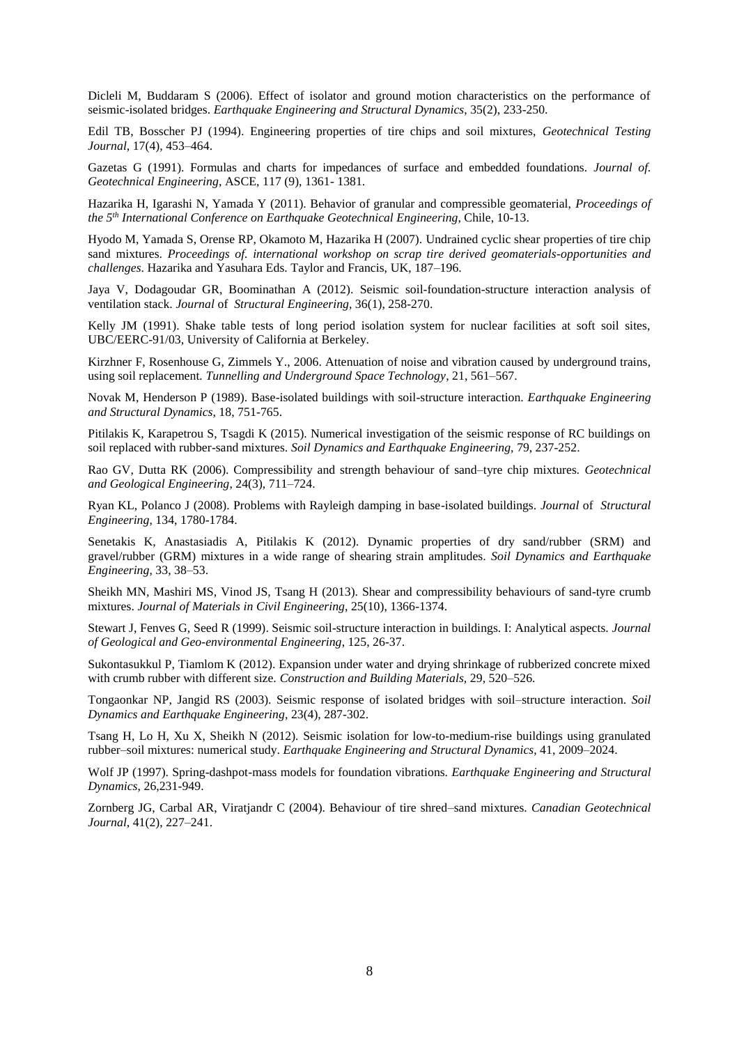Dicleli M, Buddaram S (2006). Effect of isolator and ground motion characteristics on the performance of seismic-isolated bridges. *Earthquake Engineering and Structural Dynamics*, 35(2), 233-250.

Edil TB, Bosscher PJ (1994). Engineering properties of tire chips and soil mixtures, *Geotechnical Testing Journal*, 17(4), 453–464.

Gazetas G (1991). Formulas and charts for impedances of surface and embedded foundations. *Journal of. Geotechnical Engineering*, ASCE, 117 (9), 1361- 1381.

Hazarika H, Igarashi N, Yamada Y (2011). Behavior of granular and compressible geomaterial, *Proceedings of the 5th International Conference on Earthquake Geotechnical Engineering*, Chile, 10-13.

Hyodo M, Yamada S, Orense RP, Okamoto M, Hazarika H (2007). Undrained cyclic shear properties of tire chip sand mixtures. *Proceedings of. international workshop on scrap tire derived geomaterials-opportunities and challenges*. Hazarika and Yasuhara Eds. Taylor and Francis, UK, 187–196.

Jaya V, Dodagoudar GR, Boominathan A (2012). Seismic soil-foundation-structure interaction analysis of ventilation stack. *Journal* of *Structural Engineering*, 36(1), 258-270.

Kelly JM (1991). Shake table tests of long period isolation system for nuclear facilities at soft soil sites, UBC/EERC-91/03, University of California at Berkeley.

Kirzhner F, Rosenhouse G, Zimmels Y., 2006. Attenuation of noise and vibration caused by underground trains, using soil replacement. *Tunnelling and Underground Space Technology*, 21, 561–567.

Novak M, Henderson P (1989). Base-isolated buildings with soil-structure interaction. *Earthquake Engineering and Structural Dynamics*, 18, 751-765.

Pitilakis K, Karapetrou S, Tsagdi K (2015). Numerical investigation of the seismic response of RC buildings on soil replaced with rubber-sand mixtures. *Soil Dynamics and Earthquake Engineering,* 79, 237-252.

Rao GV, Dutta RK (2006). Compressibility and strength behaviour of sand–tyre chip mixtures. *Geotechnical and Geological Engineering*, 24(3), 711–724.

Ryan KL, Polanco J (2008). Problems with Rayleigh damping in base-isolated buildings. *Journal* of *Structural Engineering,* 134, 1780-1784.

Senetakis K, Anastasiadis A, Pitilakis K (2012). Dynamic properties of dry sand/rubber (SRM) and gravel/rubber (GRM) mixtures in a wide range of shearing strain amplitudes. *Soil Dynamics and Earthquake Engineering,* 33, 38–53.

Sheikh MN, Mashiri MS, Vinod JS, Tsang H (2013). Shear and compressibility behaviours of sand-tyre crumb mixtures. *Journal of Materials in Civil Engineering*, 25(10), 1366-1374.

Stewart J, Fenves G, Seed R (1999). Seismic soil-structure interaction in buildings. I: Analytical aspects. *Journal of Geological and Geo-environmental Engineering*, 125, 26-37.

Sukontasukkul P, Tiamlom K (2012). Expansion under water and drying shrinkage of rubberized concrete mixed with crumb rubber with different size. *Construction and Building Materials*, 29, 520–526.

Tongaonkar NP, Jangid RS (2003). Seismic response of isolated bridges with soil–structure interaction. *Soil Dynamics and Earthquake Engineering*, 23(4), 287-302.

Tsang H, Lo H, Xu X, Sheikh N (2012). Seismic isolation for low-to-medium-rise buildings using granulated rubber–soil mixtures: numerical study. *Earthquake Engineering and Structural Dynamics*, 41, 2009–2024.

Wolf JP (1997). Spring-dashpot-mass models for foundation vibrations. *Earthquake Engineering and Structural Dynamics*, 26,231-949.

Zornberg JG, Carbal AR, Viratjandr C (2004). Behaviour of tire shred–sand mixtures. *Canadian Geotechnical Journal*, 41(2), 227–241.